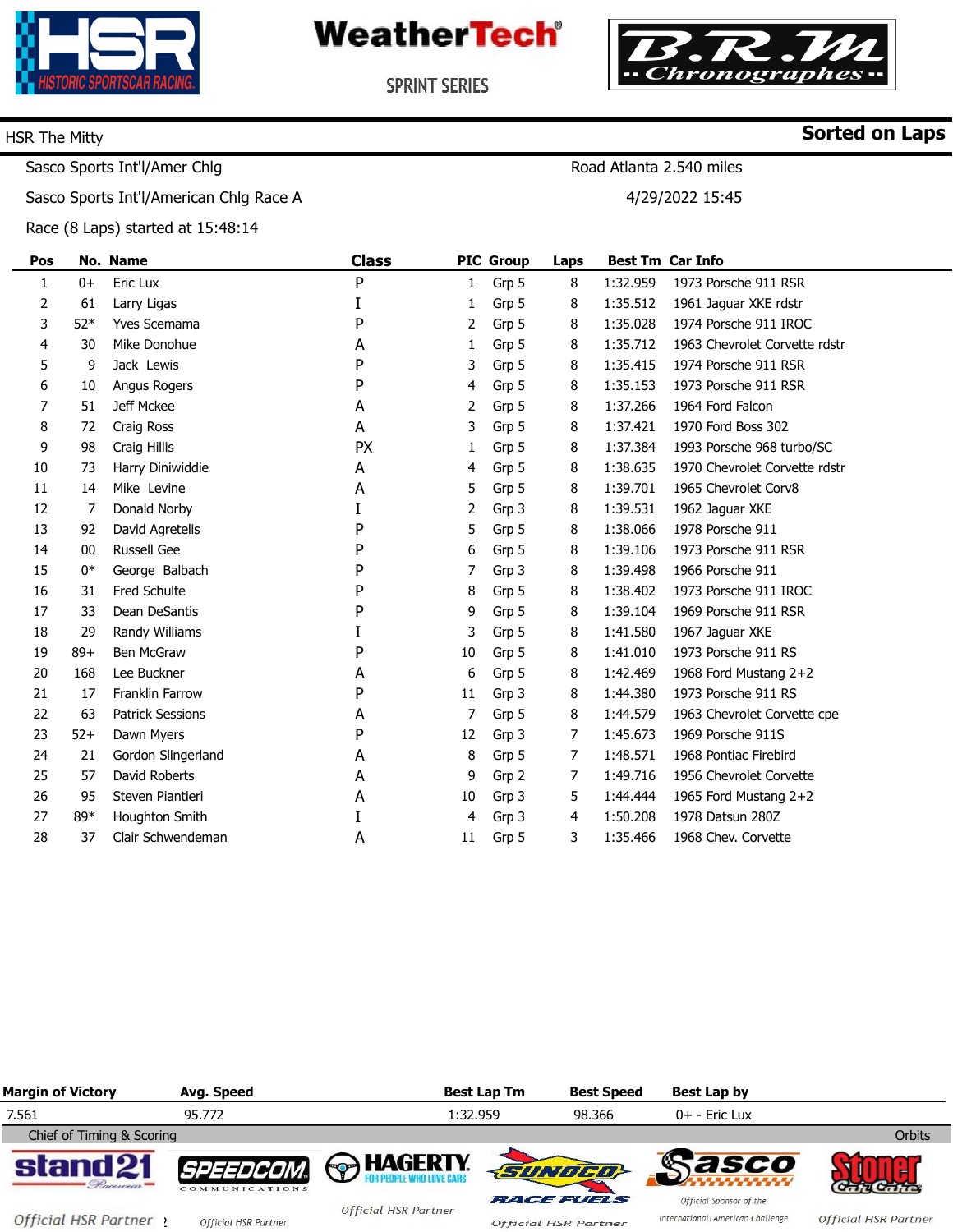HSR The Mitty

**Sorted on Laps**

Sasco Sports Int'l/Amer Chlg — Road Atlanta 2.540 miles

Sasco Sports Int'l/American Chlg Race A — 4/29/2022 15:45

Race (8 Laps) started at 15:48:14

| Pos | No. | Name | Class | PIC | Group | Laps | Best Tm | Car Info |
|---|---|---|---|---|---|---|---|---|
| 1 | 0+ | Eric Lux | P | 1 | Grp 5 | 8 | 1:32.959 | 1973 Porsche 911 RSR |
| 2 | 61 | Larry Ligas | I | 1 | Grp 5 | 8 | 1:35.512 | 1961 Jaguar XKE rdstr |
| 3 | 52* | Yves Scemama | P | 2 | Grp 5 | 8 | 1:35.028 | 1974 Porsche 911 IROC |
| 4 | 30 | Mike Donohue | A | 1 | Grp 5 | 8 | 1:35.712 | 1963 Chevrolet Corvette rdstr |
| 5 | 9 | Jack Lewis | P | 3 | Grp 5 | 8 | 1:35.415 | 1974 Porsche 911 RSR |
| 6 | 10 | Angus Rogers | P | 4 | Grp 5 | 8 | 1:35.153 | 1973 Porsche 911 RSR |
| 7 | 51 | Jeff Mckee | A | 2 | Grp 5 | 8 | 1:37.266 | 1964 Ford Falcon |
| 8 | 72 | Craig Ross | A | 3 | Grp 5 | 8 | 1:37.421 | 1970 Ford Boss 302 |
| 9 | 98 | Craig Hillis | PX | 1 | Grp 5 | 8 | 1:37.384 | 1993 Porsche 968 turbo/SC |
| 10 | 73 | Harry Diniwiddie | A | 4 | Grp 5 | 8 | 1:38.635 | 1970 Chevrolet Corvette rdstr |
| 11 | 14 | Mike Levine | A | 5 | Grp 5 | 8 | 1:39.701 | 1965 Chevrolet Corv8 |
| 12 | 7 | Donald Norby | I | 2 | Grp 3 | 8 | 1:39.531 | 1962 Jaguar XKE |
| 13 | 92 | David Agretelis | P | 5 | Grp 5 | 8 | 1:38.066 | 1978 Porsche 911 |
| 14 | 00 | Russell Gee | P | 6 | Grp 5 | 8 | 1:39.106 | 1973 Porsche 911 RSR |
| 15 | 0* | George Balbach | P | 7 | Grp 3 | 8 | 1:39.498 | 1966 Porsche 911 |
| 16 | 31 | Fred Schulte | P | 8 | Grp 5 | 8 | 1:38.402 | 1973 Porsche 911 IROC |
| 17 | 33 | Dean DeSantis | P | 9 | Grp 5 | 8 | 1:39.104 | 1969 Porsche 911 RSR |
| 18 | 29 | Randy Williams | I | 3 | Grp 5 | 8 | 1:41.580 | 1967 Jaguar XKE |
| 19 | 89+ | Ben McGraw | P | 10 | Grp 5 | 8 | 1:41.010 | 1973 Porsche 911 RS |
| 20 | 168 | Lee Buckner | A | 6 | Grp 5 | 8 | 1:42.469 | 1968 Ford Mustang 2+2 |
| 21 | 17 | Franklin Farrow | P | 11 | Grp 3 | 8 | 1:44.380 | 1973 Porsche 911 RS |
| 22 | 63 | Patrick Sessions | A | 7 | Grp 5 | 8 | 1:44.579 | 1963 Chevrolet Corvette cpe |
| 23 | 52+ | Dawn Myers | P | 12 | Grp 3 | 7 | 1:45.673 | 1969 Porsche 911S |
| 24 | 21 | Gordon Slingerland | A | 8 | Grp 5 | 7 | 1:48.571 | 1968 Pontiac Firebird |
| 25 | 57 | David Roberts | A | 9 | Grp 2 | 7 | 1:49.716 | 1956 Chevrolet Corvette |
| 26 | 95 | Steven Piantieri | A | 10 | Grp 3 | 5 | 1:44.444 | 1965 Ford Mustang 2+2 |
| 27 | 89* | Houghton Smith | I | 4 | Grp 3 | 4 | 1:50.208 | 1978 Datsun 280Z |
| 28 | 37 | Clair Schwendeman | A | 11 | Grp 5 | 3 | 1:35.466 | 1968 Chev. Corvette |

| Margin of Victory | Avg. Speed | Best Lap Tm | Best Speed | Best Lap by |
|---|---|---|---|---|
| 7.561 | 95.772 | 1:32.959 | 98.366 | 0+ - Eric Lux |

Chief of Timing & Scoring — Orbits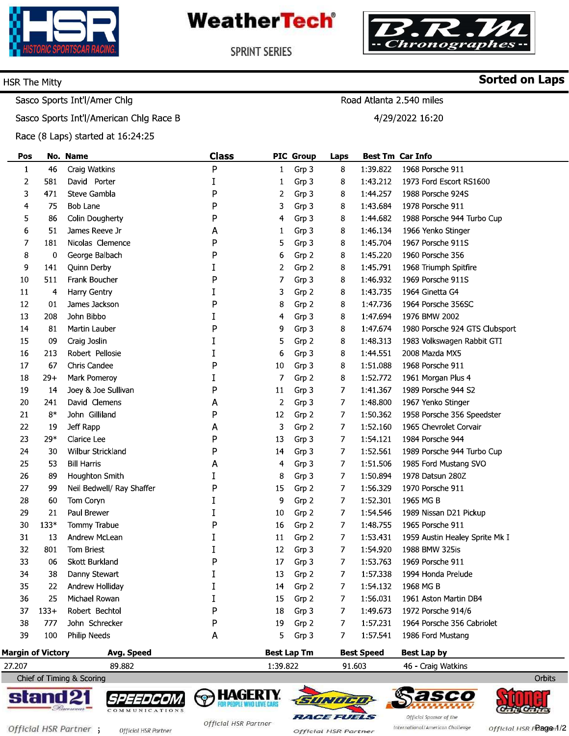HSR The Mitty

**Sorted on Laps**

Sasco Sports Int'l/Amer Chlg — Road Atlanta 2.540 miles

Sasco Sports Int'l/American Chlg Race B — 4/29/2022 16:20

Race (8 Laps) started at 16:24:25

| Pos | No. | Name | Class | PIC | Group | Laps | Best Tm | Car Info |
|---|---|---|---|---|---|---|---|---|
| 1 | 46 | Craig Watkins | P | 1 | Grp 3 | 8 | 1:39.822 | 1968 Porsche 911 |
| 2 | 581 | David Porter | I | 1 | Grp 3 | 8 | 1:43.212 | 1973 Ford Escort RS1600 |
| 3 | 471 | Steve Gambla | P | 2 | Grp 3 | 8 | 1:44.257 | 1988 Porsche 924S |
| 4 | 75 | Bob Lane | P | 3 | Grp 3 | 8 | 1:43.684 | 1978 Porsche 911 |
| 5 | 86 | Colin Dougherty | P | 4 | Grp 3 | 8 | 1:44.682 | 1988 Porsche 944 Turbo Cup |
| 6 | 51 | James Reeve Jr | A | 1 | Grp 3 | 8 | 1:46.134 | 1966 Yenko Stinger |
| 7 | 181 | Nicolas Clemence | P | 5 | Grp 3 | 8 | 1:45.704 | 1967 Porsche 911S |
| 8 | 0 | George Balbach | P | 6 | Grp 2 | 8 | 1:45.220 | 1960 Porsche 356 |
| 9 | 141 | Quinn Derby | I | 2 | Grp 2 | 8 | 1:45.791 | 1968 Triumph Spitfire |
| 10 | 511 | Frank Boucher | P | 7 | Grp 3 | 8 | 1:46.932 | 1969 Porsche 911S |
| 11 | 4 | Harry Gentry | I | 3 | Grp 2 | 8 | 1:43.735 | 1964 Ginetta G4 |
| 12 | 01 | James Jackson | P | 8 | Grp 2 | 8 | 1:47.736 | 1964 Porsche 356SC |
| 13 | 208 | John Bibbo | I | 4 | Grp 3 | 8 | 1:47.694 | 1976 BMW 2002 |
| 14 | 81 | Martin Lauber | P | 9 | Grp 3 | 8 | 1:47.674 | 1980 Porsche 924 GTS Clubsport |
| 15 | 09 | Craig Joslin | I | 5 | Grp 2 | 8 | 1:48.313 | 1983 Volkswagen Rabbit GTI |
| 16 | 213 | Robert Pellosie | I | 6 | Grp 3 | 8 | 1:44.551 | 2008 Mazda MX5 |
| 17 | 67 | Chris Candee | P | 10 | Grp 3 | 8 | 1:51.088 | 1968 Porsche 911 |
| 18 | 29+ | Mark Pomeroy | I | 7 | Grp 2 | 8 | 1:52.772 | 1961 Morgan Plus 4 |
| 19 | 14 | Joey & Joe Sullivan | P | 11 | Grp 3 | 7 | 1:41.367 | 1989 Porsche 944 S2 |
| 20 | 241 | David Clemens | A | 2 | Grp 3 | 7 | 1:48.800 | 1967 Yenko Stinger |
| 21 | 8* | John Gilliland | P | 12 | Grp 2 | 7 | 1:50.362 | 1958 Porsche 356 Speedster |
| 22 | 19 | Jeff Rapp | A | 3 | Grp 2 | 7 | 1:52.160 | 1965 Chevrolet Corvair |
| 23 | 29* | Clarice Lee | P | 13 | Grp 3 | 7 | 1:54.121 | 1984 Porsche 944 |
| 24 | 30 | Wilbur Strickland | P | 14 | Grp 3 | 7 | 1:52.561 | 1989 Porsche 944 Turbo Cup |
| 25 | 53 | Bill Harris | A | 4 | Grp 3 | 7 | 1:51.506 | 1985 Ford Mustang SVO |
| 26 | 89 | Houghton Smith | I | 8 | Grp 3 | 7 | 1:50.894 | 1978 Datsun 280Z |
| 27 | 99 | Neil Bedwell/ Ray Shaffer | P | 15 | Grp 2 | 7 | 1:56.329 | 1970 Porsche 911 |
| 28 | 60 | Tom Coryn | I | 9 | Grp 2 | 7 | 1:52.301 | 1965 MG B |
| 29 | 21 | Paul Brewer | I | 10 | Grp 2 | 7 | 1:54.546 | 1989 Nissan D21 Pickup |
| 30 | 133* | Tommy Trabue | P | 16 | Grp 2 | 7 | 1:48.755 | 1965 Porsche 911 |
| 31 | 13 | Andrew McLean | I | 11 | Grp 2 | 7 | 1:53.431 | 1959 Austin Healey Sprite Mk I |
| 32 | 801 | Tom Briest | I | 12 | Grp 3 | 7 | 1:54.920 | 1988 BMW 325is |
| 33 | 06 | Skott Burkland | P | 17 | Grp 3 | 7 | 1:53.763 | 1969 Porsche 911 |
| 34 | 38 | Danny Stewart | I | 13 | Grp 2 | 7 | 1:57.338 | 1994 Honda Prelude |
| 35 | 22 | Andrew Holliday | I | 14 | Grp 2 | 7 | 1:54.132 | 1968 MG B |
| 36 | 25 | Michael Rowan | I | 15 | Grp 2 | 7 | 1:56.031 | 1961 Aston Martin DB4 |
| 37 | 133+ | Robert Bechtol | P | 18 | Grp 3 | 7 | 1:49.673 | 1972 Porsche 914/6 |
| 38 | 777 | John Schrecker | P | 19 | Grp 2 | 7 | 1:57.231 | 1964 Porsche 356 Cabriolet |
| 39 | 100 | Philip Needs | A | 5 | Grp 3 | 7 | 1:57.541 | 1986 Ford Mustang |

| Margin of Victory | Avg. Speed | Best Lap Tm | Best Speed | Best Lap by |
|---|---|---|---|---|
| 27.207 | 89.882 | 1:39.822 | 91.603 | 46 - Craig Watkins |

Chief of Timing & Scoring — Orbits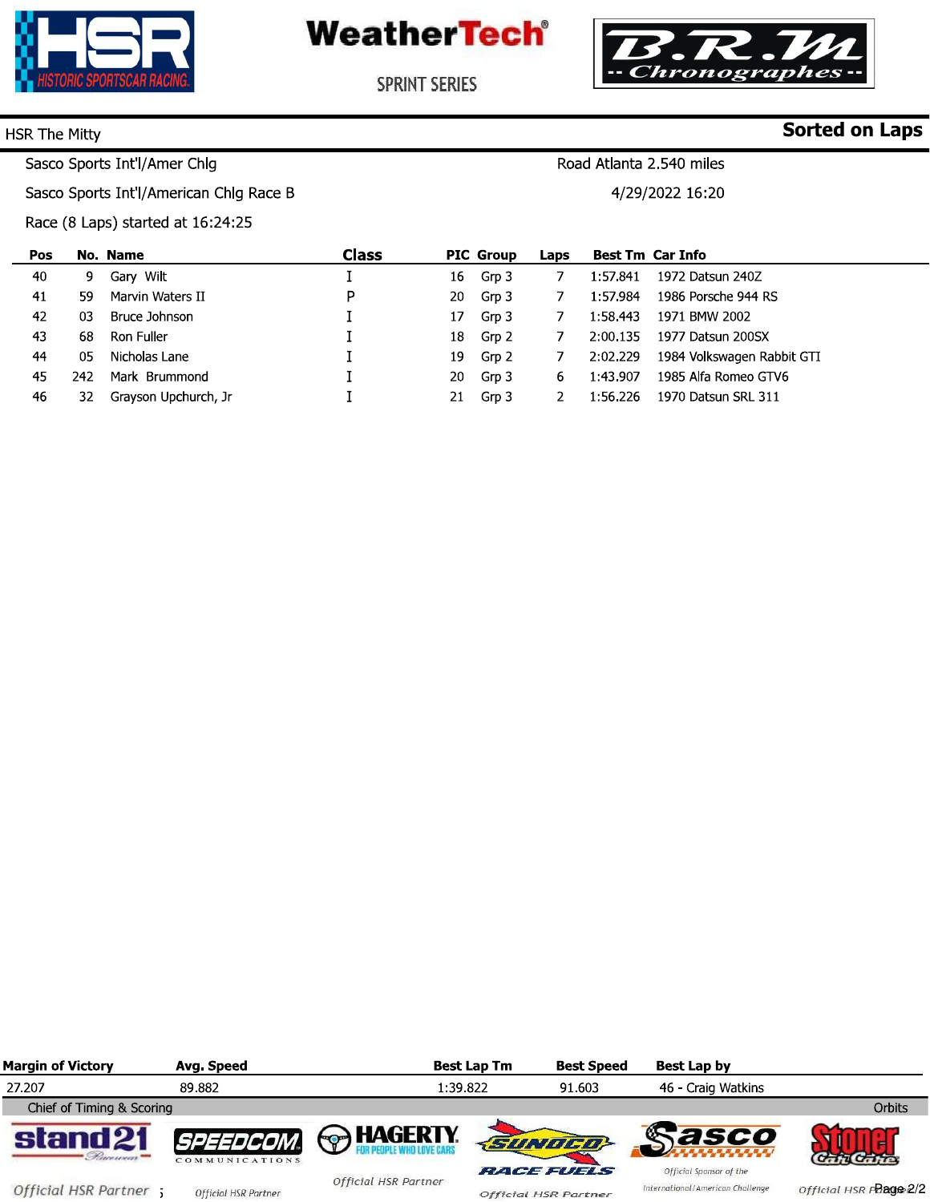HSR The Mitty

**Sorted on Laps**

Sasco Sports Int'l/Amer Chlg

Road Atlanta 2.540 miles

Sasco Sports Int'l/American Chlg Race B

4/29/2022 16:20

Race (8 Laps) started at 16:24:25

| Pos | No. | Name | Class | PIC | Group | Laps | Best Tm | Car Info |
|---|---|---|---|---|---|---|---|---|
| 40 | 9 | Gary Wilt | I | 16 | Grp 3 | 7 | 1:57.841 | 1972 Datsun 240Z |
| 41 | 59 | Marvin Waters II | P | 20 | Grp 3 | 7 | 1:57.984 | 1986 Porsche 944 RS |
| 42 | 03 | Bruce Johnson | I | 17 | Grp 3 | 7 | 1:58.443 | 1971 BMW 2002 |
| 43 | 68 | Ron Fuller | I | 18 | Grp 2 | 7 | 2:00.135 | 1977 Datsun 200SX |
| 44 | 05 | Nicholas Lane | I | 19 | Grp 2 | 7 | 2:02.229 | 1984 Volkswagen Rabbit GTI |
| 45 | 242 | Mark Brummond | I | 20 | Grp 3 | 6 | 1:43.907 | 1985 Alfa Romeo GTV6 |
| 46 | 32 | Grayson Upchurch, Jr | I | 21 | Grp 3 | 2 | 1:56.226 | 1970 Datsun SRL 311 |

| Margin of Victory | Avg. Speed | Best Lap Tm | Best Speed | Best Lap by |
|---|---|---|---|---|
| 27.207 | 89.882 | 1:39.822 | 91.603 | 46 - Craig Watkins |

Chief of Timing & Scoring

Orbits